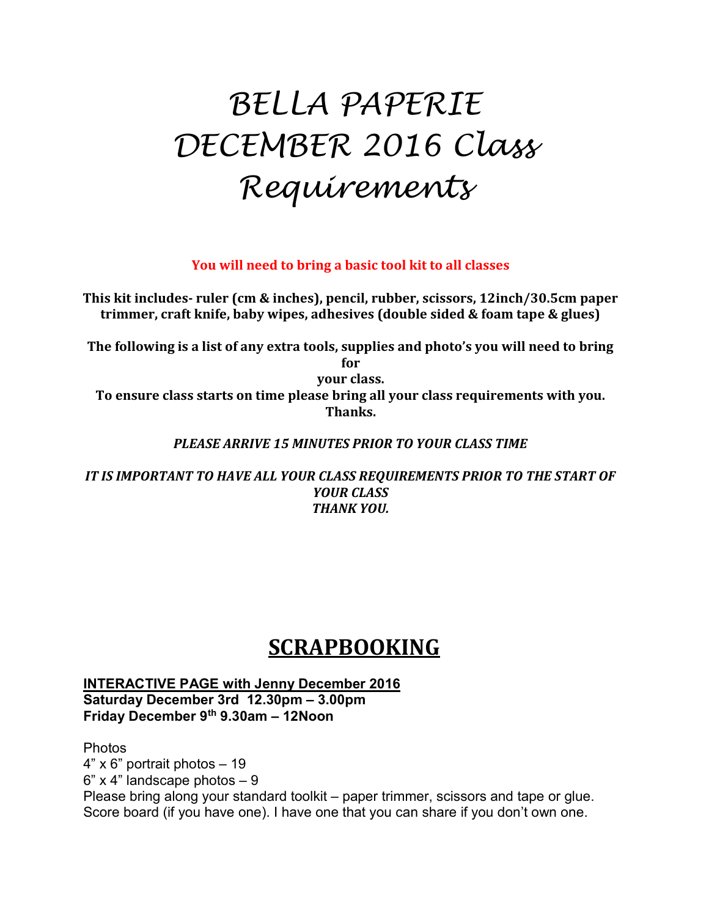# BELLA PAPERIE DECEMBER 2016 Class Requirements

**You will need to bring a basic tool kit to all classes**

**This kit includes- ruler (cm & inches), pencil, rubber, scissors, 12inch/30.5cm paper trimmer, craft knife, baby wipes, adhesives (double sided & foam tape & glues)**

**The following is a list of any extra tools, supplies and photo's you will need to bring for your class.**
**To ensure class starts on time please bring all your class requirements with you. Thanks.**

***PLEASE ARRIVE 15 MINUTES PRIOR TO YOUR CLASS TIME***

***IT IS IMPORTANT TO HAVE ALL YOUR CLASS REQUIREMENTS PRIOR TO THE START OF YOUR CLASS***
***THANK YOU.***

## SCRAPBOOKING

**INTERACTIVE PAGE with Jenny December 2016**
**Saturday December 3rd 12.30pm – 3.00pm**
**Friday December 9th 9.30am – 12Noon**

Photos
4" x 6" portrait photos – 19
6" x 4" landscape photos – 9
Please bring along your standard toolkit – paper trimmer, scissors and tape or glue.
Score board (if you have one). I have one that you can share if you don't own one.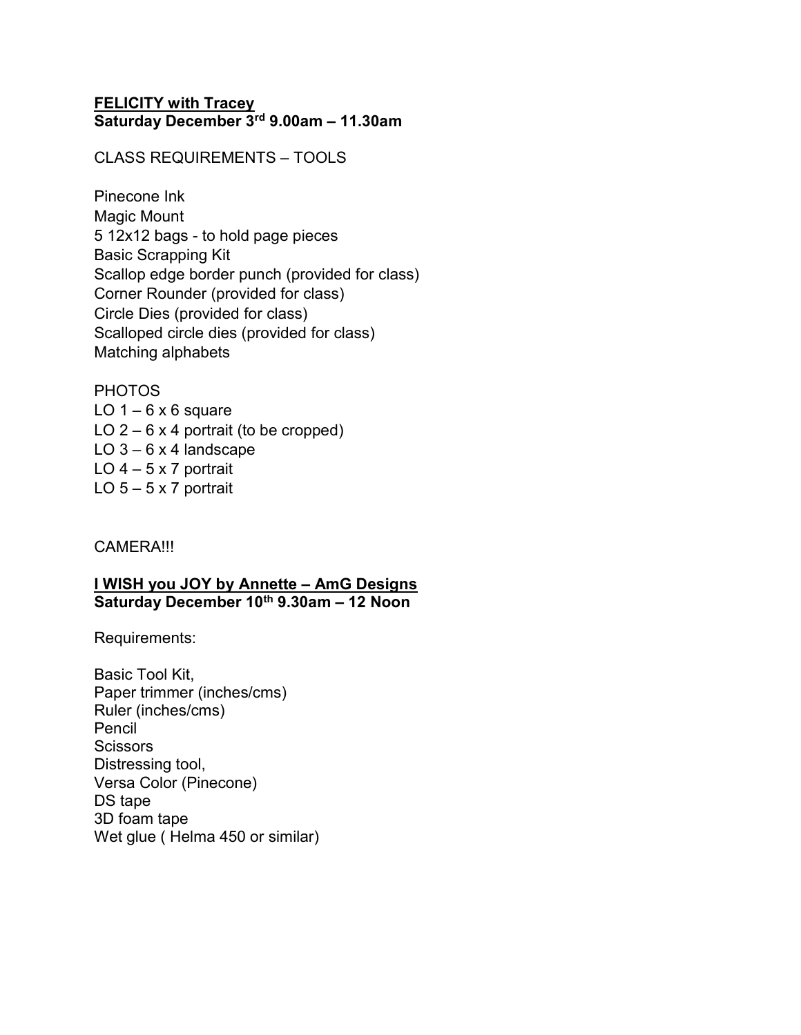**<u>FELICITY with Tracey</u>**
**Saturday December 3rd 9.00am – 11.30am**

CLASS REQUIREMENTS – TOOLS

Pinecone Ink
Magic Mount
5 12x12 bags - to hold page pieces
Basic Scrapping Kit
Scallop edge border punch (provided for class)
Corner Rounder (provided for class)
Circle Dies (provided for class)
Scalloped circle dies (provided for class)
Matching alphabets

PHOTOS
LO 1 – 6 x 6 square
LO 2 – 6 x 4 portrait (to be cropped)
LO 3 – 6 x 4 landscape
LO 4 – 5 x 7 portrait
LO 5 – 5 x 7 portrait

CAMERA!!!

**<u>I WISH you JOY by Annette – AmG Designs</u>**
**Saturday December 10th 9.30am – 12 Noon**

Requirements:

Basic Tool Kit,
Paper trimmer (inches/cms)
Ruler (inches/cms)
Pencil
Scissors
Distressing tool,
Versa Color (Pinecone)
DS tape
3D foam tape
Wet glue ( Helma 450 or similar)